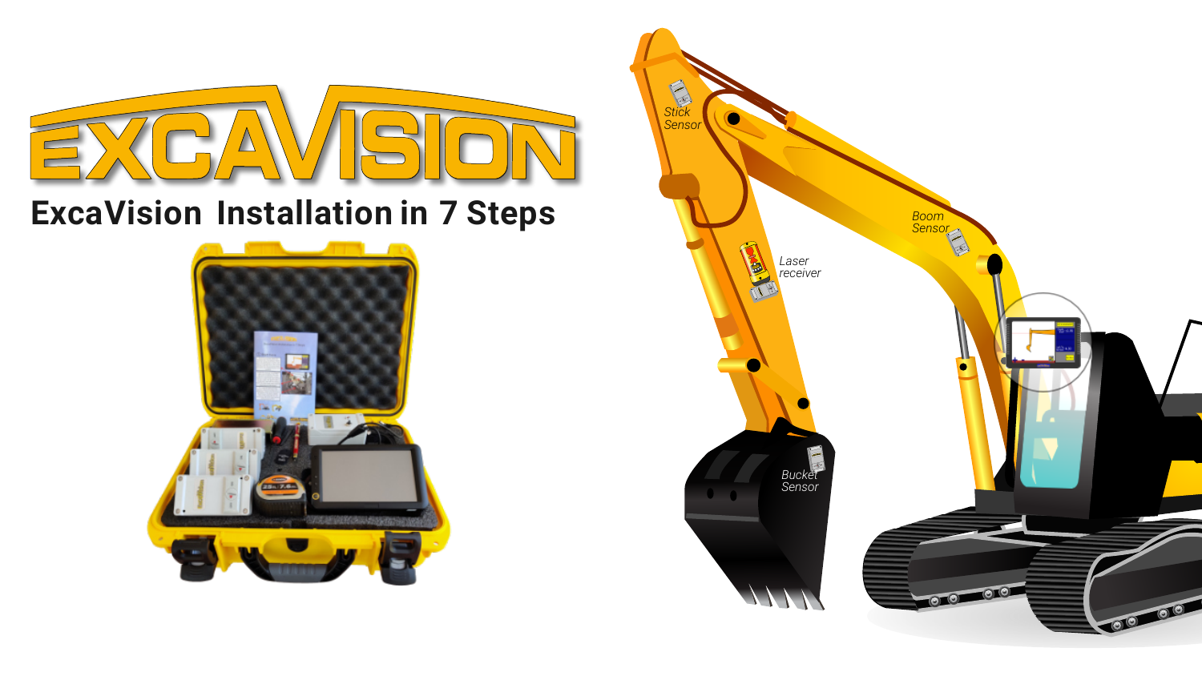# EXCAVISION

## ExcaVision Installation in 7 Steps

Stick Sensor

Boom Sensor

Laser receiver

Bucket Sensor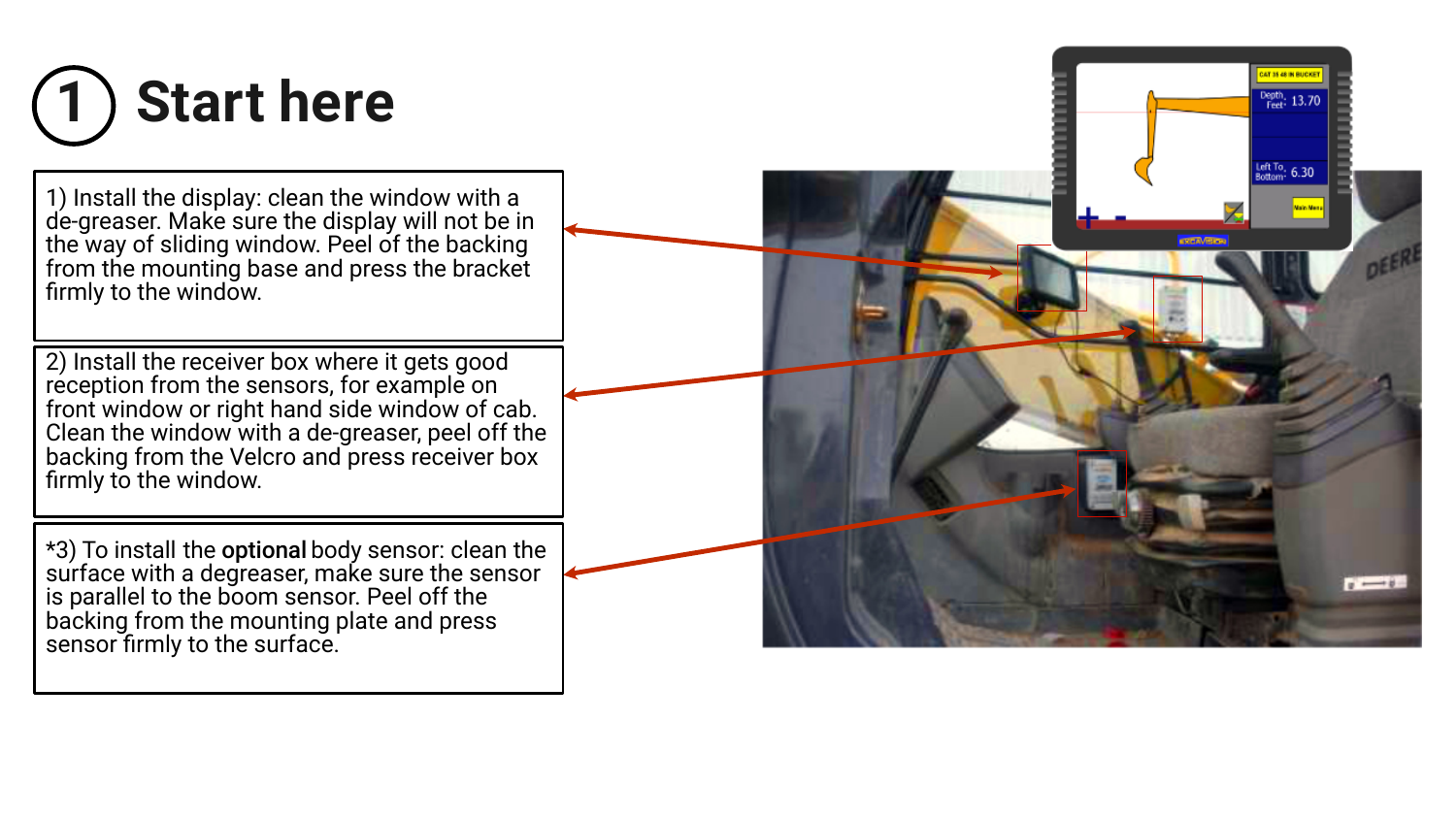# 1 Start here

1) Install the display: clean the window with a de-greaser. Make sure the display will not be in the way of sliding window. Peel of the backing from the mounting base and press the bracket firmly to the window.

2) Install the receiver box where it gets good reception from the sensors, for example on front window or right hand side window of cab. Clean the window with a de-greaser, peel off the backing from the Velcro and press receiver box firmly to the window.

*3) To install the **optional** body sensor: clean the surface with a degreaser, make sure the sensor is parallel to the boom sensor. Peel off the backing from the mounting plate and press sensor firmly to the surface.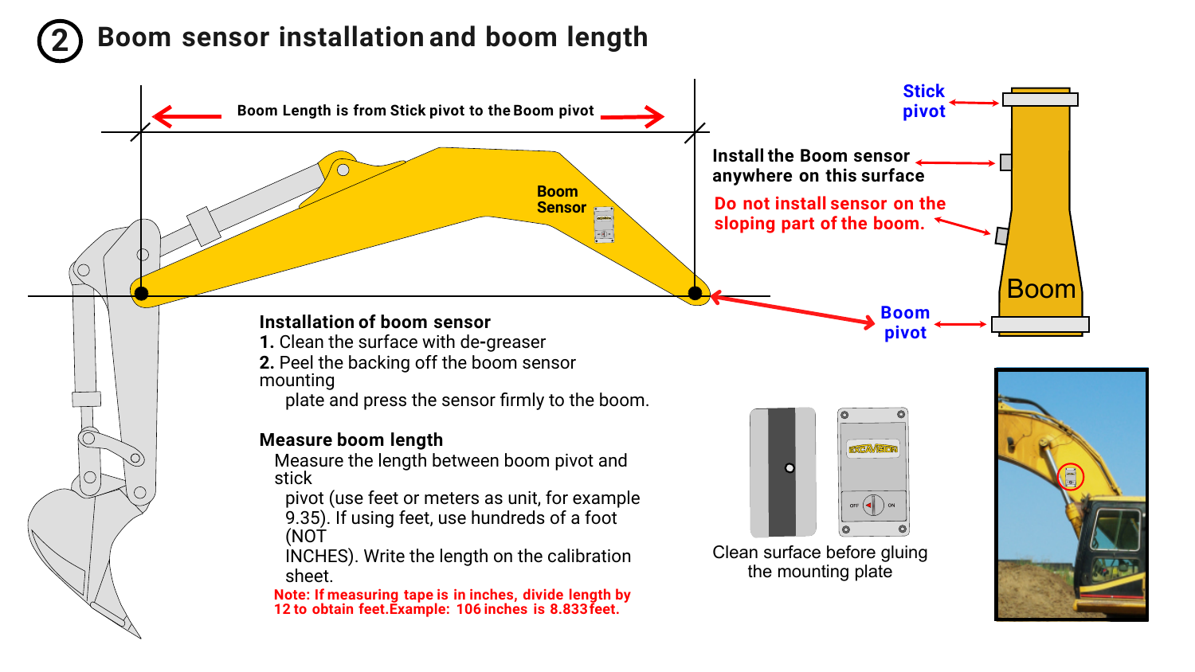## ② Boom sensor installation and boom length

Boom Length is from Stick pivot to the Boom pivot

Boom Sensor

Stick pivot

Install the Boom sensor anywhere on this surface

Do not install sensor on the sloping part of the boom.

Boom

Boom pivot

### Installation of boom sensor

**1.** Clean the surface with de-greaser

**2.** Peel the backing off the boom sensor mounting plate and press the sensor firmly to the boom.

### Measure boom length

Measure the length between boom pivot and stick pivot (use feet or meters as unit, for example 9.35). If using feet, use hundreds of a foot (NOT INCHES). Write the length on the calibration sheet.

**Note: If measuring tape is in inches, divide length by 12 to obtain feet.Example: 106 inches is 8.833 feet.**

Clean surface before gluing the mounting plate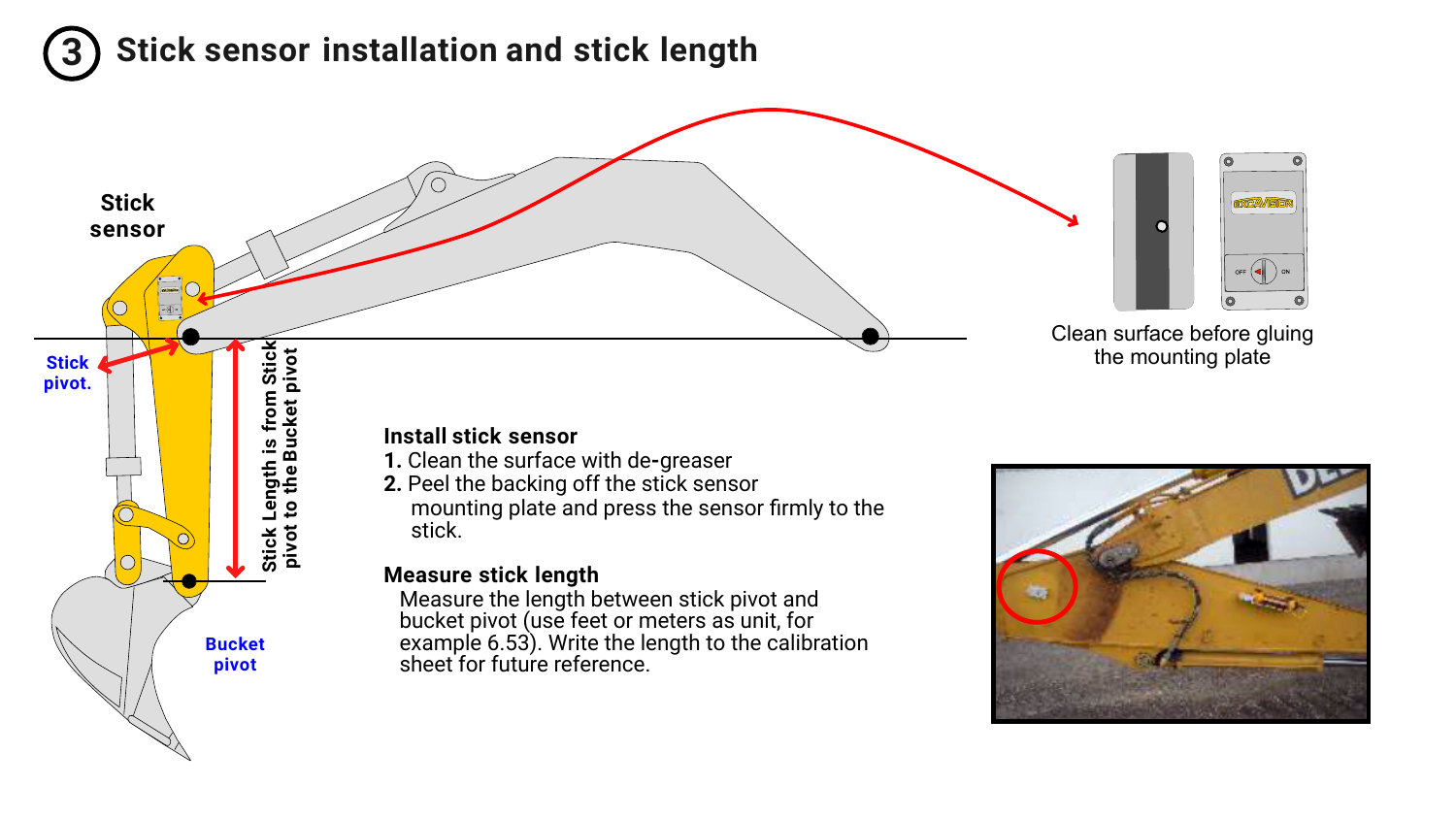# ③ Stick sensor installation and stick length

Stick sensor

Stick pivot.

Stick Length is from Stick pivot to the Bucket pivot

Bucket pivot

Clean surface before gluing the mounting plate

**Install stick sensor**

**1.** Clean the surface with de-greaser

**2.** Peel the backing off the stick sensor mounting plate and press the sensor firmly to the stick.

**Measure stick length**

Measure the length between stick pivot and bucket pivot (use feet or meters as unit, for example 6.53). Write the length to the calibration sheet for future reference.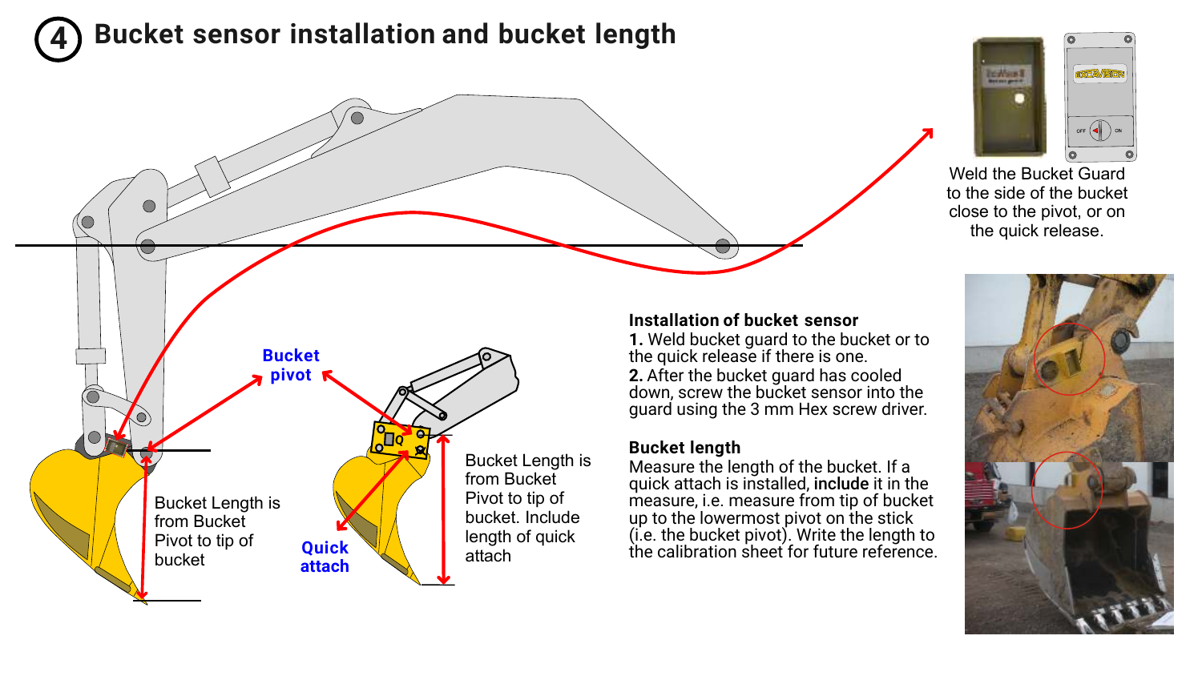# 4 Bucket sensor installation and bucket length

Weld the Bucket Guard to the side of the bucket close to the pivot, or on the quick release.

Bucket pivot

Bucket Length is from Bucket Pivot to tip of bucket

Quick attach

Bucket Length is from Bucket Pivot to tip of bucket. Include length of quick attach

**Installation of bucket sensor**

**1.** Weld bucket guard to the bucket or to the quick release if there is one.

**2.** After the bucket guard has cooled down, screw the bucket sensor into the guard using the 3 mm Hex screw driver.

**Bucket length**

Measure the length of the bucket. If a quick attach is installed, **include** it in the measure, i.e. measure from tip of bucket up to the lowermost pivot on the stick (i.e. the bucket pivot). Write the length to the calibration sheet for future reference.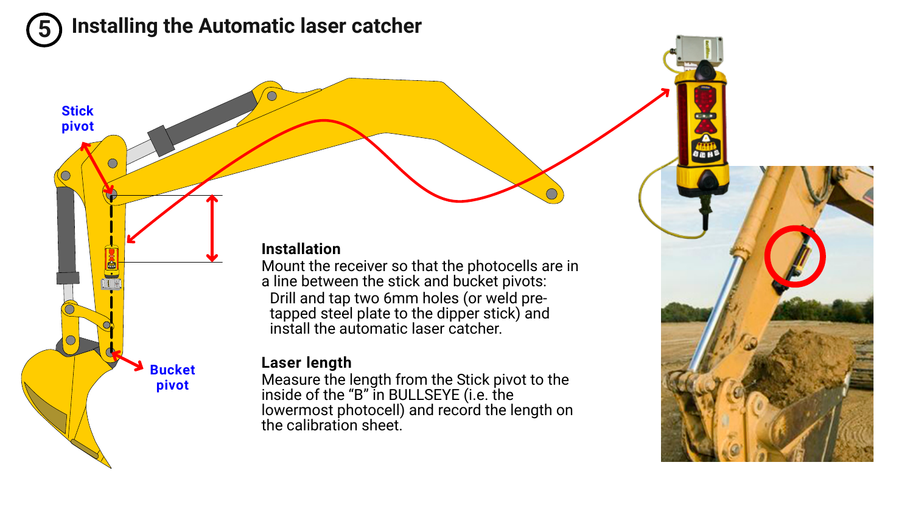# 5 Installing the Automatic laser catcher

Stick pivot

Bucket pivot

**Installation**

Mount the receiver so that the photocells are in a line between the stick and bucket pivots:

Drill and tap two 6mm holes (or weld pre-tapped steel plate to the dipper stick) and install the automatic laser catcher.

**Laser length**

Measure the length from the Stick pivot to the inside of the "B" in BULLSEYE (i.e. the lowermost photocell) and record the length on the calibration sheet.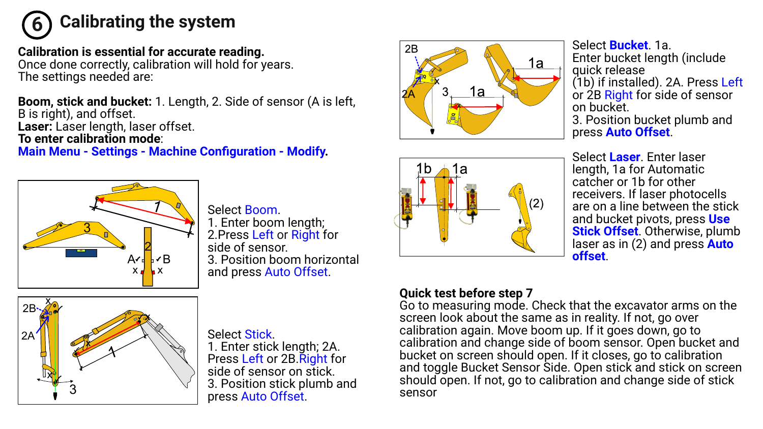# 6 Calibrating the system

**Calibration is essential for accurate reading.**
Once done correctly, calibration will hold for years.
The settings needed are:

**Boom, stick and bucket:** 1. Length, 2. Side of sensor (A is left, B is right), and offset.
**Laser:** Laser length, laser offset.
**To enter calibration mode**:
**Main Menu - Settings - Machine Configuration - Modify.**

Select Boom.
1. Enter boom length;
2.Press Left or Right for side of sensor.
3. Position boom horizontal and press Auto Offset.

Select Stick.
1. Enter stick length; 2A. Press Left or 2B.Right for side of sensor on stick.
3. Position stick plumb and press Auto Offset.

Select **Bucket**. 1a.
Enter bucket length (include quick release
(1b) if installed). 2A. Press Left or 2B Right for side of sensor on bucket.
3. Position bucket plumb and press **Auto Offset**.

Select **Laser**. Enter laser length, 1a for Automatic catcher or 1b for other receivers. If laser photocells are on a line between the stick and bucket pivots, press **Use Stick Offset**. Otherwise, plumb laser as in (2) and press **Auto offset**.

**Quick test before step 7**
Go to measuring mode. Check that the excavator arms on the screen look about the same as in reality. If not, go over calibration again. Move boom up. If it goes down, go to calibration and change side of boom sensor. Open bucket and bucket on screen should open. If it closes, go to calibration and toggle Bucket Sensor Side. Open stick and stick on screen should open. If not, go to calibration and change side of stick sensor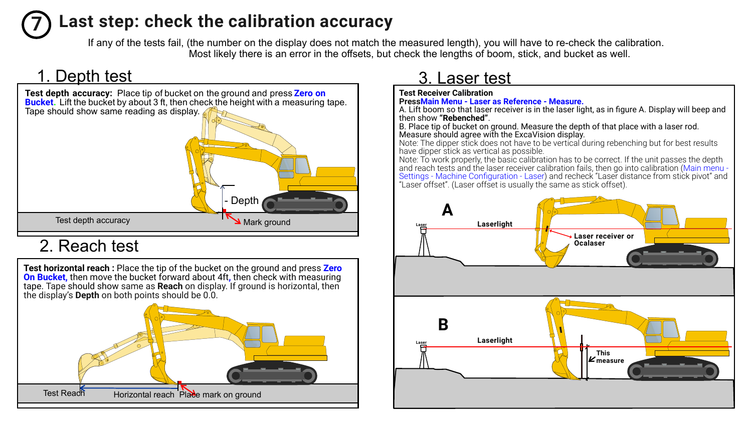# 7 Last step: check the calibration accuracy

If any of the tests fail, (the number on the display does not match the measured length), you will have to re-check the calibration. Most likely there is an error in the offsets, but check the lengths of boom, stick, and bucket as well.

## 1. Depth test

**Test depth accuracy:** Place tip of bucket on the ground and press **Zero on Bucket**. Lift the bucket by about 3 ft, then check the height with a measuring tape. Tape should show same reading as display.

- Depth

Mark ground

Test depth accuracy

## 2. Reach test

**Test horizontal reach :** Place the tip of the bucket on the ground and press **Zero On Bucket,** then move the bucket forward about 4ft**,** then check with measuring tape. Tape should show same as **Reach** on display. If ground is horizontal, then the display's **Depth** on both points should be 0.0.

Test Reach

Horizontal reach

Place mark on ground

## 3. Laser test

**Test Receiver Calibration**

**Press Main Menu - Laser as Reference - Measure.**

A. Lift boom so that laser receiver is in the laser light, as in figure A. Display will beep and then show **"Rebenched"**.

B. Place tip of bucket on ground. Measure the depth of that place with a laser rod. Measure should agree with the ExcaVision display.

Note: The dipper stick does not have to be vertical during rebenching but for best results have dipper stick as vertical as possible.

Note: To work properly, the basic calibration has to be correct. If the unit passes the depth and reach tests and the laser receiver calibration fails, then go into calibration (Main menu - Settings - Machine Configuration - Laser) and recheck "Laser distance from stick pivot" and "Laser offset". (Laser offset is usually the same as stick offset).

**A**

Laser

Laserlight

Laser receiver or Ocalaser

**B**

Laser

Laserlight

This measure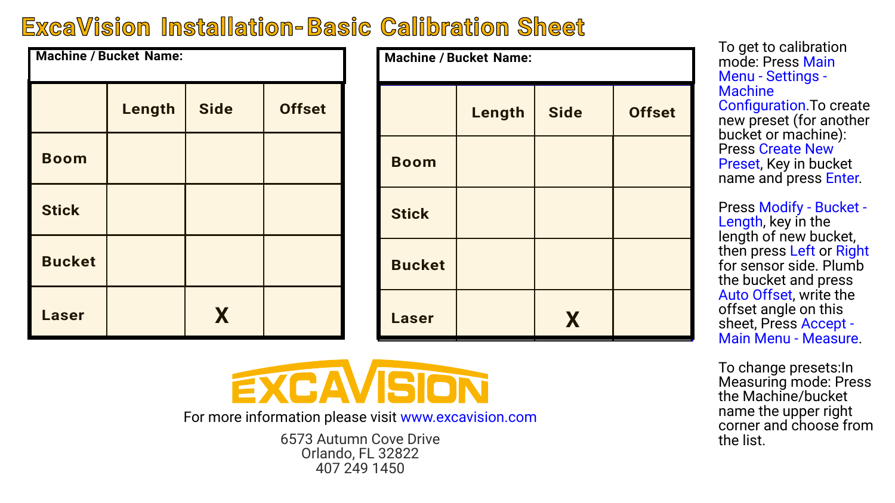# ExcaVision Installation-Basic Calibration Sheet

**Machine / Bucket Name:**

| | Length | Side | Offset |
|---|---|---|---|
| Boom | | | |
| Stick | | | |
| Bucket | | | |
| Laser | | X | |

**Machine / Bucket Name:**

| | Length | Side | Offset |
|---|---|---|---|
| Boom | | | |
| Stick | | | |
| Bucket | | | |
| Laser | | X | |

To get to calibration mode: Press Main Menu - Settings - Machine Configuration.To create new preset (for another bucket or machine): Press Create New Preset, Key in bucket name and press Enter.

Press Modify - Bucket - Length, key in the length of new bucket, then press Left or Right for sensor side. Plumb the bucket and press Auto Offset, write the offset angle on this sheet, Press Accept - Main Menu - Measure.

To change presets:In Measuring mode: Press the Machine/bucket name the upper right corner and choose from the list.

EXCAVISION

For more information please visit www.excavision.com

6573 Autumn Cove Drive
Orlando, FL 32822
407 249 1450